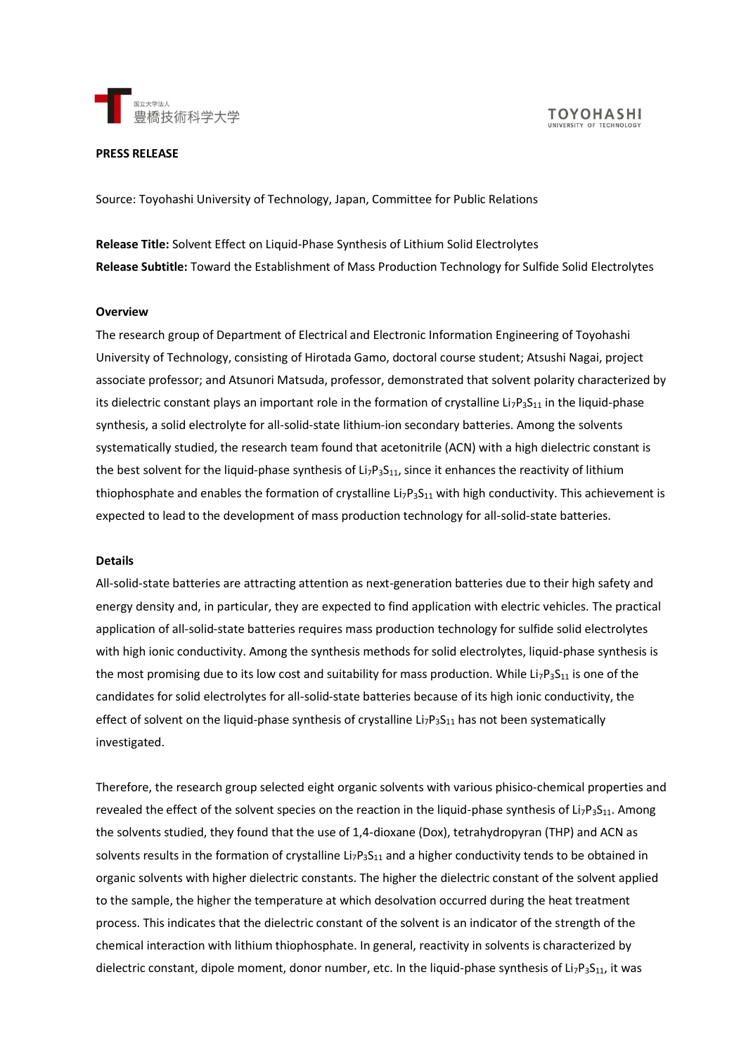国立大学法人 豊橋技術科学大学

TOYOHASHI UNIVERSITY OF TECHNOLOGY

**PRESS RELEASE**

Source: Toyohashi University of Technology, Japan, Committee for Public Relations

**Release Title:** Solvent Effect on Liquid-Phase Synthesis of Lithium Solid Electrolytes
**Release Subtitle:** Toward the Establishment of Mass Production Technology for Sulfide Solid Electrolytes

**Overview**

The research group of Department of Electrical and Electronic Information Engineering of Toyohashi University of Technology, consisting of Hirotada Gamo, doctoral course student; Atsushi Nagai, project associate professor; and Atsunori Matsuda, professor, demonstrated that solvent polarity characterized by its dielectric constant plays an important role in the formation of crystalline $Li_7P_3S_{11}$ in the liquid-phase synthesis, a solid electrolyte for all-solid-state lithium-ion secondary batteries. Among the solvents systematically studied, the research team found that acetonitrile (ACN) with a high dielectric constant is the best solvent for the liquid-phase synthesis of $Li_7P_3S_{11}$, since it enhances the reactivity of lithium thiophosphate and enables the formation of crystalline $Li_7P_3S_{11}$ with high conductivity. This achievement is expected to lead to the development of mass production technology for all-solid-state batteries.

**Details**

All-solid-state batteries are attracting attention as next-generation batteries due to their high safety and energy density and, in particular, they are expected to find application with electric vehicles. The practical application of all-solid-state batteries requires mass production technology for sulfide solid electrolytes with high ionic conductivity. Among the synthesis methods for solid electrolytes, liquid-phase synthesis is the most promising due to its low cost and suitability for mass production. While $Li_7P_3S_{11}$ is one of the candidates for solid electrolytes for all-solid-state batteries because of its high ionic conductivity, the effect of solvent on the liquid-phase synthesis of crystalline $Li_7P_3S_{11}$ has not been systematically investigated.

Therefore, the research group selected eight organic solvents with various phisico-chemical properties and revealed the effect of the solvent species on the reaction in the liquid-phase synthesis of $Li_7P_3S_{11}$. Among the solvents studied, they found that the use of 1,4-dioxane (Dox), tetrahydropyran (THP) and ACN as solvents results in the formation of crystalline $Li_7P_3S_{11}$ and a higher conductivity tends to be obtained in organic solvents with higher dielectric constants. The higher the dielectric constant of the solvent applied to the sample, the higher the temperature at which desolvation occurred during the heat treatment process. This indicates that the dielectric constant of the solvent is an indicator of the strength of the chemical interaction with lithium thiophosphate. In general, reactivity in solvents is characterized by dielectric constant, dipole moment, donor number, etc. In the liquid-phase synthesis of $Li_7P_3S_{11}$, it was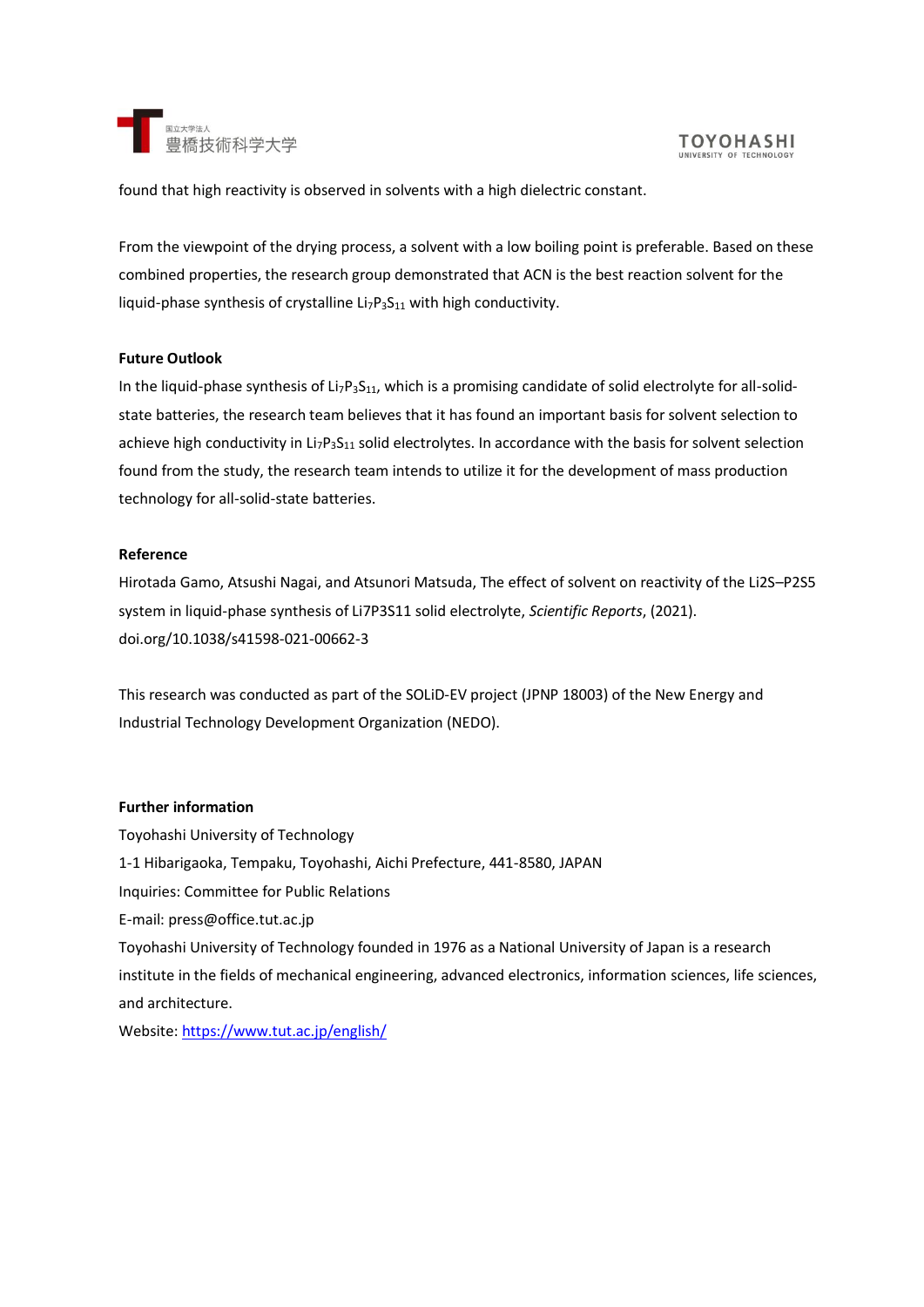found that high reactivity is observed in solvents with a high dielectric constant.

From the viewpoint of the drying process, a solvent with a low boiling point is preferable. Based on these combined properties, the research group demonstrated that ACN is the best reaction solvent for the liquid-phase synthesis of crystalline $Li_7P_3S_{11}$ with high conductivity.

**Future Outlook**

In the liquid-phase synthesis of $Li_7P_3S_{11}$, which is a promising candidate of solid electrolyte for all-solid-state batteries, the research team believes that it has found an important basis for solvent selection to achieve high conductivity in $Li_7P_3S_{11}$ solid electrolytes. In accordance with the basis for solvent selection found from the study, the research team intends to utilize it for the development of mass production technology for all-solid-state batteries.

**Reference**

Hirotada Gamo, Atsushi Nagai, and Atsunori Matsuda, The effect of solvent on reactivity of the Li2S–P2S5 system in liquid-phase synthesis of Li7P3S11 solid electrolyte, *Scientific Reports*, (2021). doi.org/10.1038/s41598-021-00662-3

This research was conducted as part of the SOLiD-EV project (JPNP 18003) of the New Energy and Industrial Technology Development Organization (NEDO).

**Further information**

Toyohashi University of Technology

1-1 Hibarigaoka, Tempaku, Toyohashi, Aichi Prefecture, 441-8580, JAPAN

Inquiries: Committee for Public Relations

E-mail: press@office.tut.ac.jp

Toyohashi University of Technology founded in 1976 as a National University of Japan is a research institute in the fields of mechanical engineering, advanced electronics, information sciences, life sciences, and architecture.

Website: https://www.tut.ac.jp/english/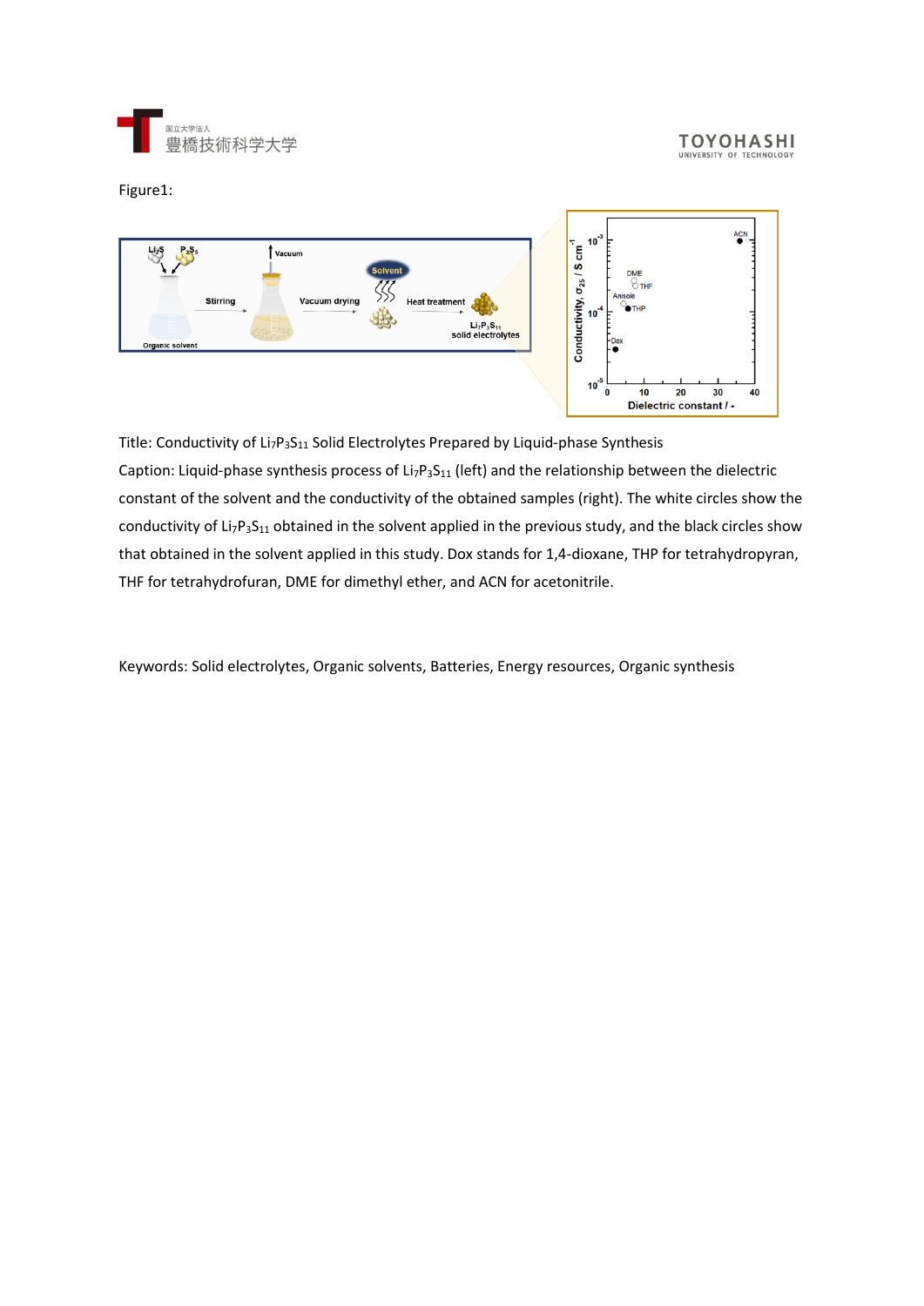Figure1:

Li$_2$S
P$_2$S$_5$
Organic solvent
Stirring
Vacuum
Vacuum drying
Solvent
Heat treatment
Li$_7$P$_3$S$_{11}$
solid electrolytes

Conductivity, $\sigma_{25}$ / S cm$^{-1}$
$10^{-3}$
$10^{-4}$
$10^{-5}$
ACN
DME
THF
Anisole
THP
Dox
0
10
20
30
40
Dielectric constant / -

Title: Conductivity of $Li_7P_3S_{11}$ Solid Electrolytes Prepared by Liquid-phase Synthesis

Caption: Liquid-phase synthesis process of $Li_7P_3S_{11}$ (left) and the relationship between the dielectric constant of the solvent and the conductivity of the obtained samples (right). The white circles show the conductivity of $Li_7P_3S_{11}$ obtained in the solvent applied in the previous study, and the black circles show that obtained in the solvent applied in this study. Dox stands for 1,4-dioxane, THP for tetrahydropyran, THF for tetrahydrofuran, DME for dimethyl ether, and ACN for acetonitrile.

Keywords: Solid electrolytes, Organic solvents, Batteries, Energy resources, Organic synthesis